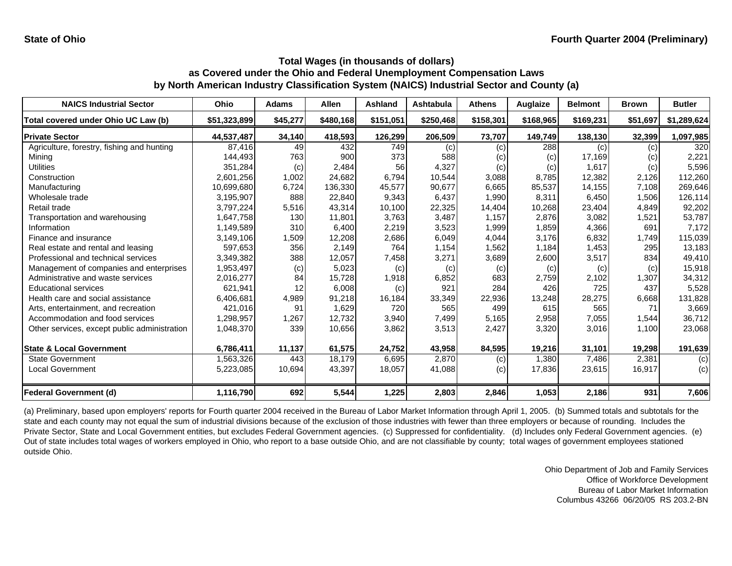State of Ohio

Fourth Quarter 2004 (Preliminary)

## Total Wages (in thousands of dollars) as Covered under the Ohio and Federal Unemployment Compensation Laws by North American Industry Classification System (NAICS) Industrial Sector and County (a)

| NAICS Industrial Sector | Ohio | Adams | Allen | Ashland | Ashtabula | Athens | Auglaize | Belmont | Brown | Butler |
|---|---|---|---|---|---|---|---|---|---|---|
| **Total covered under Ohio UC Law (b)** | **$51,323,899** | **$45,277** | **$480,168** | **$151,051** | **$250,468** | **$158,301** | **$168,965** | **$169,231** | **$51,697** | **$1,289,624** |
| **Private Sector** | **44,537,487** | **34,140** | **418,593** | **126,299** | **206,509** | **73,707** | **149,749** | **138,130** | **32,399** | **1,097,985** |
| Agriculture, forestry, fishing and hunting | 87,416 | 49 | 432 | 749 | (c) | (c) | 288 | (c) | (c) | 320 |
| Mining | 144,493 | 763 | 900 | 373 | 588 | (c) | (c) | 17,169 | (c) | 2,221 |
| Utilities | 351,284 | (c) | 2,484 | 56 | 4,327 | (c) | (c) | 1,617 | (c) | 5,596 |
| Construction | 2,601,256 | 1,002 | 24,682 | 6,794 | 10,544 | 3,088 | 8,785 | 12,382 | 2,126 | 112,260 |
| Manufacturing | 10,699,680 | 6,724 | 136,330 | 45,577 | 90,677 | 6,665 | 85,537 | 14,155 | 7,108 | 269,646 |
| Wholesale trade | 3,195,907 | 888 | 22,840 | 9,343 | 6,437 | 1,990 | 8,311 | 6,450 | 1,506 | 126,114 |
| Retail trade | 3,797,224 | 5,516 | 43,314 | 10,100 | 22,325 | 14,404 | 10,268 | 23,404 | 4,849 | 92,202 |
| Transportation and warehousing | 1,647,758 | 130 | 11,801 | 3,763 | 3,487 | 1,157 | 2,876 | 3,082 | 1,521 | 53,787 |
| Information | 1,149,589 | 310 | 6,400 | 2,219 | 3,523 | 1,999 | 1,859 | 4,366 | 691 | 7,172 |
| Finance and insurance | 3,149,106 | 1,509 | 12,208 | 2,686 | 6,049 | 4,044 | 3,176 | 6,832 | 1,749 | 115,039 |
| Real estate and rental and leasing | 597,653 | 356 | 2,149 | 764 | 1,154 | 1,562 | 1,184 | 1,453 | 295 | 13,183 |
| Professional and technical services | 3,349,382 | 388 | 12,057 | 7,458 | 3,271 | 3,689 | 2,600 | 3,517 | 834 | 49,410 |
| Management of companies and enterprises | 1,953,497 | (c) | 5,023 | (c) | (c) | (c) | (c) | (c) | (c) | 15,918 |
| Administrative and waste services | 2,016,277 | 84 | 15,728 | 1,918 | 6,852 | 683 | 2,759 | 2,102 | 1,307 | 34,312 |
| Educational services | 621,941 | 12 | 6,008 | (c) | 921 | 284 | 426 | 725 | 437 | 5,528 |
| Health care and social assistance | 6,406,681 | 4,989 | 91,218 | 16,184 | 33,349 | 22,936 | 13,248 | 28,275 | 6,668 | 131,828 |
| Arts, entertainment, and recreation | 421,016 | 91 | 1,629 | 720 | 565 | 499 | 615 | 565 | 71 | 3,669 |
| Accommodation and food services | 1,298,957 | 1,267 | 12,732 | 3,940 | 7,499 | 5,165 | 2,958 | 7,055 | 1,544 | 36,712 |
| Other services, except public administration | 1,048,370 | 339 | 10,656 | 3,862 | 3,513 | 2,427 | 3,320 | 3,016 | 1,100 | 23,068 |
| **State & Local Government** | **6,786,411** | **11,137** | **61,575** | **24,752** | **43,958** | **84,595** | **19,216** | **31,101** | **19,298** | **191,639** |
| State Government | 1,563,326 | 443 | 18,179 | 6,695 | 2,870 | (c) | 1,380 | 7,486 | 2,381 | (c) |
| Local Government | 5,223,085 | 10,694 | 43,397 | 18,057 | 41,088 | (c) | 17,836 | 23,615 | 16,917 | (c) |
| **Federal Government (d)** | **1,116,790** | **692** | **5,544** | **1,225** | **2,803** | **2,846** | **1,053** | **2,186** | **931** | **7,606** |

(a) Preliminary, based upon employers' reports for Fourth quarter 2004 received in the Bureau of Labor Market Information through April 1, 2005. (b) Summed totals and subtotals for the state and each county may not equal the sum of industrial divisions because of the exclusion of those industries with fewer than three employers or because of rounding. Includes the Private Sector, State and Local Government entities, but excludes Federal Government agencies. (c) Suppressed for confidentiality. (d) Includes only Federal Government agencies. (e) Out of state includes total wages of workers employed in Ohio, who report to a base outside Ohio, and are not classifiable by county; total wages of government employees stationed outside Ohio.

Ohio Department of Job and Family Services
Office of Workforce Development
Bureau of Labor Market Information
Columbus 43266 06/20/05 RS 203.2-BN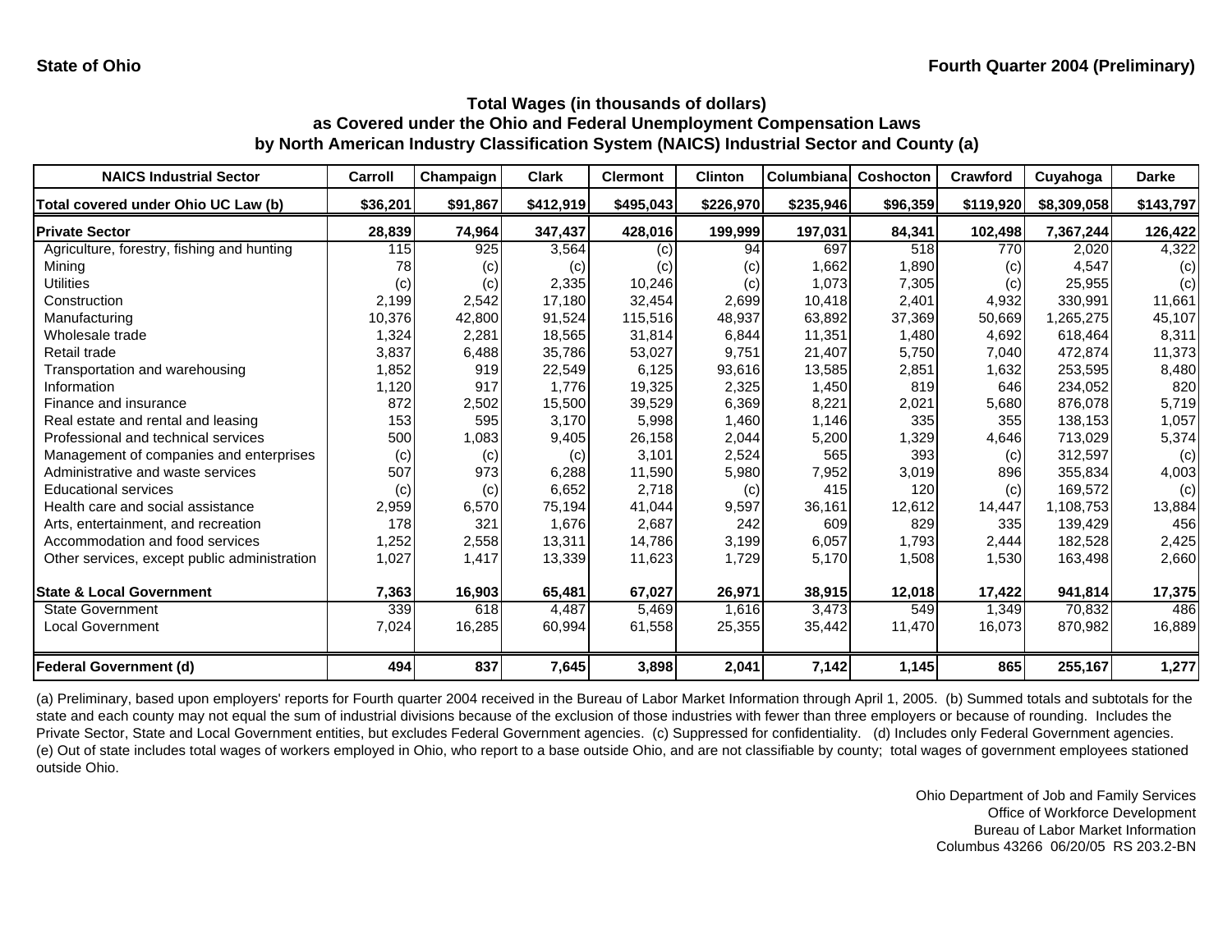**State of Ohio** **Fourth Quarter 2004 (Preliminary)**

### Total Wages (in thousands of dollars)
### as Covered under the Ohio and Federal Unemployment Compensation Laws
### by North American Industry Classification System (NAICS) Industrial Sector and County (a)

| NAICS Industrial Sector | Carroll | Champaign | Clark | Clermont | Clinton | Columbiana | Coshocton | Crawford | Cuyahoga | Darke |
|---|---|---|---|---|---|---|---|---|---|---|
| **Total covered under Ohio UC Law (b)** | **\$36,201** | **\$91,867** | **\$412,919** | **\$495,043** | **\$226,970** | **\$235,946** | **\$96,359** | **\$119,920** | **\$8,309,058** | **\$143,797** |
| **Private Sector** | **28,839** | **74,964** | **347,437** | **428,016** | **199,999** | **197,031** | **84,341** | **102,498** | **7,367,244** | **126,422** |
| Agriculture, forestry, fishing and hunting | 115 | 925 | 3,564 | (c) | 94 | 697 | 518 | 770 | 2,020 | 4,322 |
| Mining | 78 | (c) | (c) | (c) | (c) | 1,662 | 1,890 | (c) | 4,547 | (c) |
| Utilities | (c) | (c) | 2,335 | 10,246 | (c) | 1,073 | 7,305 | (c) | 25,955 | (c) |
| Construction | 2,199 | 2,542 | 17,180 | 32,454 | 2,699 | 10,418 | 2,401 | 4,932 | 330,991 | 11,661 |
| Manufacturing | 10,376 | 42,800 | 91,524 | 115,516 | 48,937 | 63,892 | 37,369 | 50,669 | 1,265,275 | 45,107 |
| Wholesale trade | 1,324 | 2,281 | 18,565 | 31,814 | 6,844 | 11,351 | 1,480 | 4,692 | 618,464 | 8,311 |
| Retail trade | 3,837 | 6,488 | 35,786 | 53,027 | 9,751 | 21,407 | 5,750 | 7,040 | 472,874 | 11,373 |
| Transportation and warehousing | 1,852 | 919 | 22,549 | 6,125 | 93,616 | 13,585 | 2,851 | 1,632 | 253,595 | 8,480 |
| Information | 1,120 | 917 | 1,776 | 19,325 | 2,325 | 1,450 | 819 | 646 | 234,052 | 820 |
| Finance and insurance | 872 | 2,502 | 15,500 | 39,529 | 6,369 | 8,221 | 2,021 | 5,680 | 876,078 | 5,719 |
| Real estate and rental and leasing | 153 | 595 | 3,170 | 5,998 | 1,460 | 1,146 | 335 | 355 | 138,153 | 1,057 |
| Professional and technical services | 500 | 1,083 | 9,405 | 26,158 | 2,044 | 5,200 | 1,329 | 4,646 | 713,029 | 5,374 |
| Management of companies and enterprises | (c) | (c) | (c) | 3,101 | 2,524 | 565 | 393 | (c) | 312,597 | (c) |
| Administrative and waste services | 507 | 973 | 6,288 | 11,590 | 5,980 | 7,952 | 3,019 | 896 | 355,834 | 4,003 |
| Educational services | (c) | (c) | 6,652 | 2,718 | (c) | 415 | 120 | (c) | 169,572 | (c) |
| Health care and social assistance | 2,959 | 6,570 | 75,194 | 41,044 | 9,597 | 36,161 | 12,612 | 14,447 | 1,108,753 | 13,884 |
| Arts, entertainment, and recreation | 178 | 321 | 1,676 | 2,687 | 242 | 609 | 829 | 335 | 139,429 | 456 |
| Accommodation and food services | 1,252 | 2,558 | 13,311 | 14,786 | 3,199 | 6,057 | 1,793 | 2,444 | 182,528 | 2,425 |
| Other services, except public administration | 1,027 | 1,417 | 13,339 | 11,623 | 1,729 | 5,170 | 1,508 | 1,530 | 163,498 | 2,660 |
| **State & Local Government** | **7,363** | **16,903** | **65,481** | **67,027** | **26,971** | **38,915** | **12,018** | **17,422** | **941,814** | **17,375** |
| State Government | 339 | 618 | 4,487 | 5,469 | 1,616 | 3,473 | 549 | 1,349 | 70,832 | 486 |
| Local Government | 7,024 | 16,285 | 60,994 | 61,558 | 25,355 | 35,442 | 11,470 | 16,073 | 870,982 | 16,889 |
| **Federal Government (d)** | **494** | **837** | **7,645** | **3,898** | **2,041** | **7,142** | **1,145** | **865** | **255,167** | **1,277** |

(a) Preliminary, based upon employers' reports for Fourth quarter 2004 received in the Bureau of Labor Market Information through April 1, 2005. (b) Summed totals and subtotals for the state and each county may not equal the sum of industrial divisions because of the exclusion of those industries with fewer than three employers or because of rounding. Includes the Private Sector, State and Local Government entities, but excludes Federal Government agencies. (c) Suppressed for confidentiality. (d) Includes only Federal Government agencies. (e) Out of state includes total wages of workers employed in Ohio, who report to a base outside Ohio, and are not classifiable by county; total wages of government employees stationed outside Ohio.

Ohio Department of Job and Family Services
Office of Workforce Development
Bureau of Labor Market Information
Columbus 43266 06/20/05 RS 203.2-BN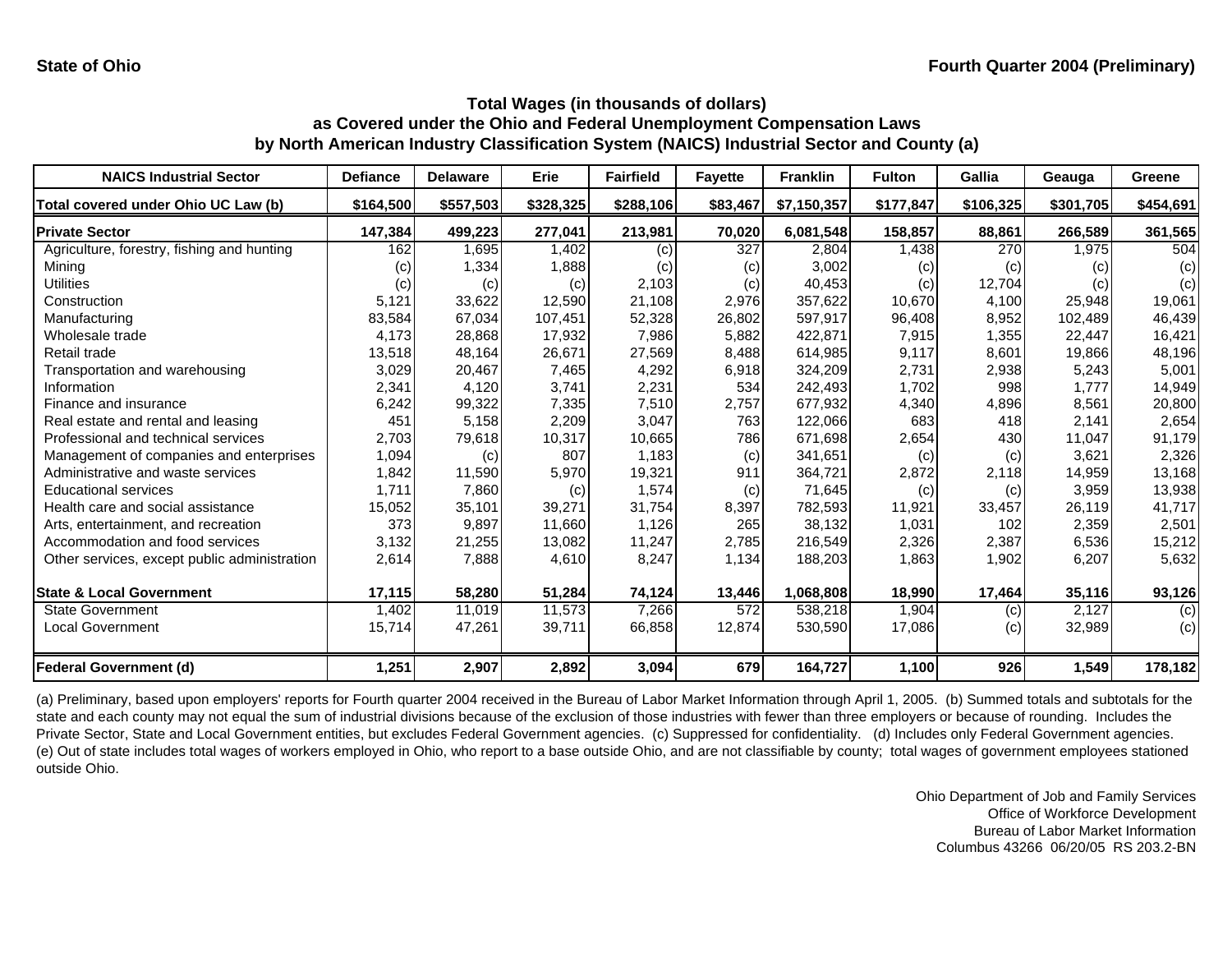**State of Ohio** | **Fourth Quarter 2004 (Preliminary)**

## Total Wages (in thousands of dollars) as Covered under the Ohio and Federal Unemployment Compensation Laws by North American Industry Classification System (NAICS) Industrial Sector and County (a)

| NAICS Industrial Sector | Defiance | Delaware | Erie | Fairfield | Fayette | Franklin | Fulton | Gallia | Geauga | Greene |
|---|---|---|---|---|---|---|---|---|---|---|
| **Total covered under Ohio UC Law (b)** | **$164,500** | **$557,503** | **$328,325** | **$288,106** | **$83,467** | **$7,150,357** | **$177,847** | **$106,325** | **$301,705** | **$454,691** |
| **Private Sector** | **147,384** | **499,223** | **277,041** | **213,981** | **70,020** | **6,081,548** | **158,857** | **88,861** | **266,589** | **361,565** |
| Agriculture, forestry, fishing and hunting | 162 | 1,695 | 1,402 | (c) | 327 | 2,804 | 1,438 | 270 | 1,975 | 504 |
| Mining | (c) | 1,334 | 1,888 | (c) | (c) | 3,002 | (c) | (c) | (c) | (c) |
| Utilities | (c) | (c) | (c) | 2,103 | (c) | 40,453 | (c) | 12,704 | (c) | (c) |
| Construction | 5,121 | 33,622 | 12,590 | 21,108 | 2,976 | 357,622 | 10,670 | 4,100 | 25,948 | 19,061 |
| Manufacturing | 83,584 | 67,034 | 107,451 | 52,328 | 26,802 | 597,917 | 96,408 | 8,952 | 102,489 | 46,439 |
| Wholesale trade | 4,173 | 28,868 | 17,932 | 7,986 | 5,882 | 422,871 | 7,915 | 1,355 | 22,447 | 16,421 |
| Retail trade | 13,518 | 48,164 | 26,671 | 27,569 | 8,488 | 614,985 | 9,117 | 8,601 | 19,866 | 48,196 |
| Transportation and warehousing | 3,029 | 20,467 | 7,465 | 4,292 | 6,918 | 324,209 | 2,731 | 2,938 | 5,243 | 5,001 |
| Information | 2,341 | 4,120 | 3,741 | 2,231 | 534 | 242,493 | 1,702 | 998 | 1,777 | 14,949 |
| Finance and insurance | 6,242 | 99,322 | 7,335 | 7,510 | 2,757 | 677,932 | 4,340 | 4,896 | 8,561 | 20,800 |
| Real estate and rental and leasing | 451 | 5,158 | 2,209 | 3,047 | 763 | 122,066 | 683 | 418 | 2,141 | 2,654 |
| Professional and technical services | 2,703 | 79,618 | 10,317 | 10,665 | 786 | 671,698 | 2,654 | 430 | 11,047 | 91,179 |
| Management of companies and enterprises | 1,094 | (c) | 807 | 1,183 | (c) | 341,651 | (c) | (c) | 3,621 | 2,326 |
| Administrative and waste services | 1,842 | 11,590 | 5,970 | 19,321 | 911 | 364,721 | 2,872 | 2,118 | 14,959 | 13,168 |
| Educational services | 1,711 | 7,860 | (c) | 1,574 | (c) | 71,645 | (c) | (c) | 3,959 | 13,938 |
| Health care and social assistance | 15,052 | 35,101 | 39,271 | 31,754 | 8,397 | 782,593 | 11,921 | 33,457 | 26,119 | 41,717 |
| Arts, entertainment, and recreation | 373 | 9,897 | 11,660 | 1,126 | 265 | 38,132 | 1,031 | 102 | 2,359 | 2,501 |
| Accommodation and food services | 3,132 | 21,255 | 13,082 | 11,247 | 2,785 | 216,549 | 2,326 | 2,387 | 6,536 | 15,212 |
| Other services, except public administration | 2,614 | 7,888 | 4,610 | 8,247 | 1,134 | 188,203 | 1,863 | 1,902 | 6,207 | 5,632 |
| **State & Local Government** | **17,115** | **58,280** | **51,284** | **74,124** | **13,446** | **1,068,808** | **18,990** | **17,464** | **35,116** | **93,126** |
| State Government | 1,402 | 11,019 | 11,573 | 7,266 | 572 | 538,218 | 1,904 | (c) | 2,127 | (c) |
| Local Government | 15,714 | 47,261 | 39,711 | 66,858 | 12,874 | 530,590 | 17,086 | (c) | 32,989 | (c) |
| **Federal Government (d)** | **1,251** | **2,907** | **2,892** | **3,094** | **679** | **164,727** | **1,100** | **926** | **1,549** | **178,182** |

(a) Preliminary, based upon employers' reports for Fourth quarter 2004 received in the Bureau of Labor Market Information through April 1, 2005. (b) Summed totals and subtotals for the state and each county may not equal the sum of industrial divisions because of the exclusion of those industries with fewer than three employers or because of rounding. Includes the Private Sector, State and Local Government entities, but excludes Federal Government agencies. (c) Suppressed for confidentiality. (d) Includes only Federal Government agencies. (e) Out of state includes total wages of workers employed in Ohio, who report to a base outside Ohio, and are not classifiable by county; total wages of government employees stationed outside Ohio.

Ohio Department of Job and Family Services
Office of Workforce Development
Bureau of Labor Market Information
Columbus 43266 06/20/05 RS 203.2-BN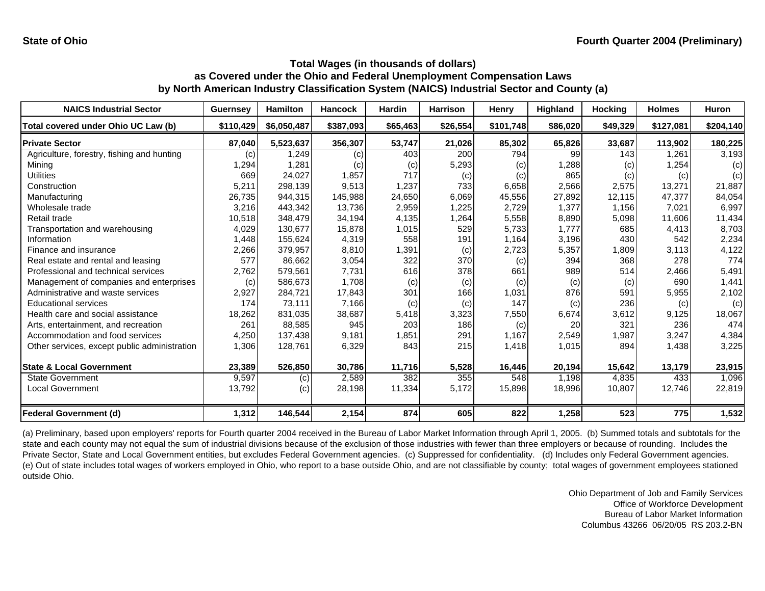State of Ohio

Fourth Quarter 2004 (Preliminary)

## Total Wages (in thousands of dollars)
## as Covered under the Ohio and Federal Unemployment Compensation Laws
## by North American Industry Classification System (NAICS) Industrial Sector and County (a)

| NAICS Industrial Sector | Guernsey | Hamilton | Hancock | Hardin | Harrison | Henry | Highland | Hocking | Holmes | Huron |
|---|---|---|---|---|---|---|---|---|---|---|
| **Total covered under Ohio UC Law (b)** | **$110,429** | **$6,050,487** | **$387,093** | **$65,463** | **$26,554** | **$101,748** | **$86,020** | **$49,329** | **$127,081** | **$204,140** |
| **Private Sector** | **87,040** | **5,523,637** | **356,307** | **53,747** | **21,026** | **85,302** | **65,826** | **33,687** | **113,902** | **180,225** |
| Agriculture, forestry, fishing and hunting | (c) | 1,249 | (c) | 403 | 200 | 794 | 99 | 143 | 1,261 | 3,193 |
| Mining | 1,294 | 1,281 | (c) | (c) | 5,293 | (c) | 1,288 | (c) | 1,254 | (c) |
| Utilities | 669 | 24,027 | 1,857 | 717 | (c) | (c) | 865 | (c) | (c) | (c) |
| Construction | 5,211 | 298,139 | 9,513 | 1,237 | 733 | 6,658 | 2,566 | 2,575 | 13,271 | 21,887 |
| Manufacturing | 26,735 | 944,315 | 145,988 | 24,650 | 6,069 | 45,556 | 27,892 | 12,115 | 47,377 | 84,054 |
| Wholesale trade | 3,216 | 443,342 | 13,736 | 2,959 | 1,225 | 2,729 | 1,377 | 1,156 | 7,021 | 6,997 |
| Retail trade | 10,518 | 348,479 | 34,194 | 4,135 | 1,264 | 5,558 | 8,890 | 5,098 | 11,606 | 11,434 |
| Transportation and warehousing | 4,029 | 130,677 | 15,878 | 1,015 | 529 | 5,733 | 1,777 | 685 | 4,413 | 8,703 |
| Information | 1,448 | 155,624 | 4,319 | 558 | 191 | 1,164 | 3,196 | 430 | 542 | 2,234 |
| Finance and insurance | 2,266 | 379,957 | 8,810 | 1,391 | (c) | 2,723 | 5,357 | 1,809 | 3,113 | 4,122 |
| Real estate and rental and leasing | 577 | 86,662 | 3,054 | 322 | 370 | (c) | 394 | 368 | 278 | 774 |
| Professional and technical services | 2,762 | 579,561 | 7,731 | 616 | 378 | 661 | 989 | 514 | 2,466 | 5,491 |
| Management of companies and enterprises | (c) | 586,673 | 1,708 | (c) | (c) | (c) | (c) | (c) | 690 | 1,441 |
| Administrative and waste services | 2,927 | 284,721 | 17,843 | 301 | 166 | 1,031 | 876 | 591 | 5,955 | 2,102 |
| Educational services | 174 | 73,111 | 7,166 | (c) | (c) | 147 | (c) | 236 | (c) | (c) |
| Health care and social assistance | 18,262 | 831,035 | 38,687 | 5,418 | 3,323 | 7,550 | 6,674 | 3,612 | 9,125 | 18,067 |
| Arts, entertainment, and recreation | 261 | 88,585 | 945 | 203 | 186 | (c) | 20 | 321 | 236 | 474 |
| Accommodation and food services | 4,250 | 137,438 | 9,181 | 1,851 | 291 | 1,167 | 2,549 | 1,987 | 3,247 | 4,384 |
| Other services, except public administration | 1,306 | 128,761 | 6,329 | 843 | 215 | 1,418 | 1,015 | 894 | 1,438 | 3,225 |
| **State & Local Government** | **23,389** | **526,850** | **30,786** | **11,716** | **5,528** | **16,446** | **20,194** | **15,642** | **13,179** | **23,915** |
| State Government | 9,597 | (c) | 2,589 | 382 | 355 | 548 | 1,198 | 4,835 | 433 | 1,096 |
| Local Government | 13,792 | (c) | 28,198 | 11,334 | 5,172 | 15,898 | 18,996 | 10,807 | 12,746 | 22,819 |
| **Federal Government (d)** | **1,312** | **146,544** | **2,154** | **874** | **605** | **822** | **1,258** | **523** | **775** | **1,532** |

(a) Preliminary, based upon employers' reports for Fourth quarter 2004 received in the Bureau of Labor Market Information through April 1, 2005. (b) Summed totals and subtotals for the state and each county may not equal the sum of industrial divisions because of the exclusion of those industries with fewer than three employers or because of rounding. Includes the Private Sector, State and Local Government entities, but excludes Federal Government agencies. (c) Suppressed for confidentiality. (d) Includes only Federal Government agencies. (e) Out of state includes total wages of workers employed in Ohio, who report to a base outside Ohio, and are not classifiable by county; total wages of government employees stationed outside Ohio.

Ohio Department of Job and Family Services
Office of Workforce Development
Bureau of Labor Market Information
Columbus 43266 06/20/05 RS 203.2-BN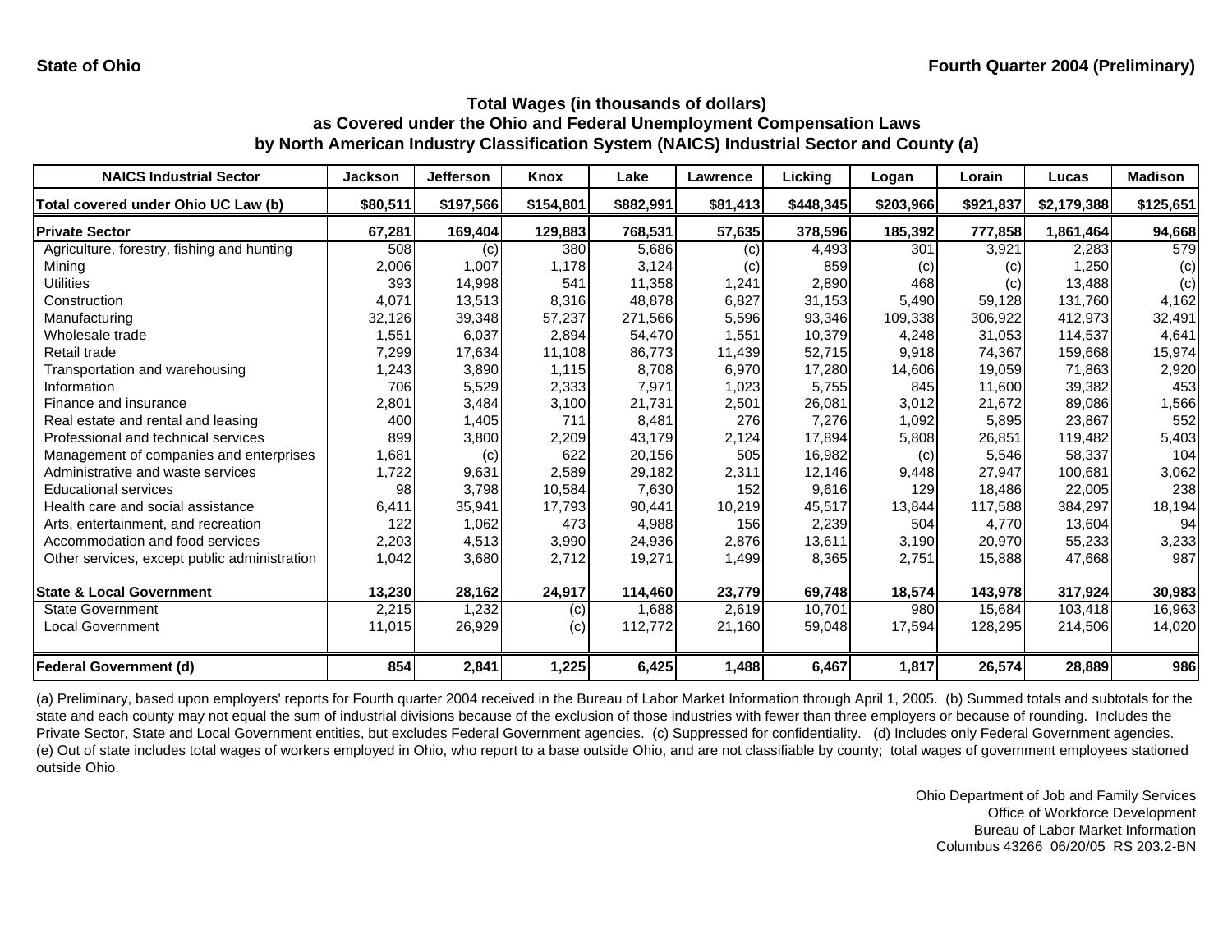State of Ohio | Fourth Quarter 2004 (Preliminary)

### Total Wages (in thousands of dollars)
### as Covered under the Ohio and Federal Unemployment Compensation Laws
### by North American Industry Classification System (NAICS) Industrial Sector and County (a)

| NAICS Industrial Sector | Jackson | Jefferson | Knox | Lake | Lawrence | Licking | Logan | Lorain | Lucas | Madison |
|---|---|---|---|---|---|---|---|---|---|---|
| **Total covered under Ohio UC Law (b)** | **$80,511** | **$197,566** | **$154,801** | **$882,991** | **$81,413** | **$448,345** | **$203,966** | **$921,837** | **$2,179,388** | **$125,651** |
| **Private Sector** | **67,281** | **169,404** | **129,883** | **768,531** | **57,635** | **378,596** | **185,392** | **777,858** | **1,861,464** | **94,668** |
| Agriculture, forestry, fishing and hunting | 508 | (c) | 380 | 5,686 | (c) | 4,493 | 301 | 3,921 | 2,283 | 579 |
| Mining | 2,006 | 1,007 | 1,178 | 3,124 | (c) | 859 | (c) | (c) | 1,250 | (c) |
| Utilities | 393 | 14,998 | 541 | 11,358 | 1,241 | 2,890 | 468 | (c) | 13,488 | (c) |
| Construction | 4,071 | 13,513 | 8,316 | 48,878 | 6,827 | 31,153 | 5,490 | 59,128 | 131,760 | 4,162 |
| Manufacturing | 32,126 | 39,348 | 57,237 | 271,566 | 5,596 | 93,346 | 109,338 | 306,922 | 412,973 | 32,491 |
| Wholesale trade | 1,551 | 6,037 | 2,894 | 54,470 | 1,551 | 10,379 | 4,248 | 31,053 | 114,537 | 4,641 |
| Retail trade | 7,299 | 17,634 | 11,108 | 86,773 | 11,439 | 52,715 | 9,918 | 74,367 | 159,668 | 15,974 |
| Transportation and warehousing | 1,243 | 3,890 | 1,115 | 8,708 | 6,970 | 17,280 | 14,606 | 19,059 | 71,863 | 2,920 |
| Information | 706 | 5,529 | 2,333 | 7,971 | 1,023 | 5,755 | 845 | 11,600 | 39,382 | 453 |
| Finance and insurance | 2,801 | 3,484 | 3,100 | 21,731 | 2,501 | 26,081 | 3,012 | 21,672 | 89,086 | 1,566 |
| Real estate and rental and leasing | 400 | 1,405 | 711 | 8,481 | 276 | 7,276 | 1,092 | 5,895 | 23,867 | 552 |
| Professional and technical services | 899 | 3,800 | 2,209 | 43,179 | 2,124 | 17,894 | 5,808 | 26,851 | 119,482 | 5,403 |
| Management of companies and enterprises | 1,681 | (c) | 622 | 20,156 | 505 | 16,982 | (c) | 5,546 | 58,337 | 104 |
| Administrative and waste services | 1,722 | 9,631 | 2,589 | 29,182 | 2,311 | 12,146 | 9,448 | 27,947 | 100,681 | 3,062 |
| Educational services | 98 | 3,798 | 10,584 | 7,630 | 152 | 9,616 | 129 | 18,486 | 22,005 | 238 |
| Health care and social assistance | 6,411 | 35,941 | 17,793 | 90,441 | 10,219 | 45,517 | 13,844 | 117,588 | 384,297 | 18,194 |
| Arts, entertainment, and recreation | 122 | 1,062 | 473 | 4,988 | 156 | 2,239 | 504 | 4,770 | 13,604 | 94 |
| Accommodation and food services | 2,203 | 4,513 | 3,990 | 24,936 | 2,876 | 13,611 | 3,190 | 20,970 | 55,233 | 3,233 |
| Other services, except public administration | 1,042 | 3,680 | 2,712 | 19,271 | 1,499 | 8,365 | 2,751 | 15,888 | 47,668 | 987 |
| **State & Local Government** | **13,230** | **28,162** | **24,917** | **114,460** | **23,779** | **69,748** | **18,574** | **143,978** | **317,924** | **30,983** |
| State Government | 2,215 | 1,232 | (c) | 1,688 | 2,619 | 10,701 | 980 | 15,684 | 103,418 | 16,963 |
| Local Government | 11,015 | 26,929 | (c) | 112,772 | 21,160 | 59,048 | 17,594 | 128,295 | 214,506 | 14,020 |
| **Federal Government (d)** | **854** | **2,841** | **1,225** | **6,425** | **1,488** | **6,467** | **1,817** | **26,574** | **28,889** | **986** |

(a) Preliminary, based upon employers' reports for Fourth quarter 2004 received in the Bureau of Labor Market Information through April 1, 2005. (b) Summed totals and subtotals for the state and each county may not equal the sum of industrial divisions because of the exclusion of those industries with fewer than three employers or because of rounding. Includes the Private Sector, State and Local Government entities, but excludes Federal Government agencies. (c) Suppressed for confidentiality. (d) Includes only Federal Government agencies. (e) Out of state includes total wages of workers employed in Ohio, who report to a base outside Ohio, and are not classifiable by county; total wages of government employees stationed outside Ohio.

Ohio Department of Job and Family Services
Office of Workforce Development
Bureau of Labor Market Information
Columbus 43266 06/20/05 RS 203.2-BN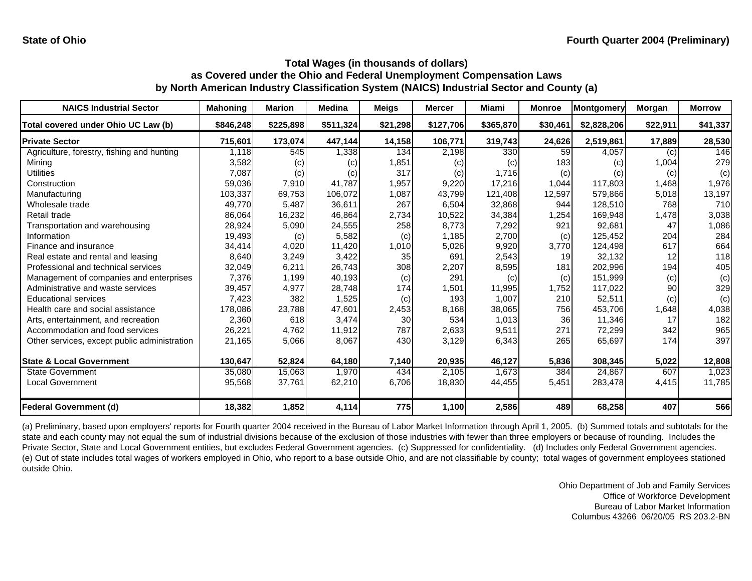**State of Ohio** **Fourth Quarter 2004 (Preliminary)**

### Total Wages (in thousands of dollars) as Covered under the Ohio and Federal Unemployment Compensation Laws by North American Industry Classification System (NAICS) Industrial Sector and County (a)

| NAICS Industrial Sector | Mahoning | Marion | Medina | Meigs | Mercer | Miami | Monroe | Montgomery | Morgan | Morrow |
|---|---|---|---|---|---|---|---|---|---|---|
| **Total covered under Ohio UC Law (b)** | **$846,248** | **$225,898** | **$511,324** | **$21,298** | **$127,706** | **$365,870** | **$30,461** | **$2,828,206** | **$22,911** | **$41,337** |
| **Private Sector** | **715,601** | **173,074** | **447,144** | **14,158** | **106,771** | **319,743** | **24,626** | **2,519,861** | **17,889** | **28,530** |
| Agriculture, forestry, fishing and hunting | 1,118 | 545 | 1,338 | 134 | 2,198 | 330 | 59 | 4,057 | (c) | 146 |
| Mining | 3,582 | (c) | (c) | 1,851 | (c) | (c) | 183 | (c) | 1,004 | 279 |
| Utilities | 7,087 | (c) | (c) | 317 | (c) | 1,716 | (c) | (c) | (c) | (c) |
| Construction | 59,036 | 7,910 | 41,787 | 1,957 | 9,220 | 17,216 | 1,044 | 117,803 | 1,468 | 1,976 |
| Manufacturing | 103,337 | 69,753 | 106,072 | 1,087 | 43,799 | 121,408 | 12,597 | 579,866 | 5,018 | 13,197 |
| Wholesale trade | 49,770 | 5,487 | 36,611 | 267 | 6,504 | 32,868 | 944 | 128,510 | 768 | 710 |
| Retail trade | 86,064 | 16,232 | 46,864 | 2,734 | 10,522 | 34,384 | 1,254 | 169,948 | 1,478 | 3,038 |
| Transportation and warehousing | 28,924 | 5,090 | 24,555 | 258 | 8,773 | 7,292 | 921 | 92,681 | 47 | 1,086 |
| Information | 19,493 | (c) | 5,582 | (c) | 1,185 | 2,700 | (c) | 125,452 | 204 | 284 |
| Finance and insurance | 34,414 | 4,020 | 11,420 | 1,010 | 5,026 | 9,920 | 3,770 | 124,498 | 617 | 664 |
| Real estate and rental and leasing | 8,640 | 3,249 | 3,422 | 35 | 691 | 2,543 | 19 | 32,132 | 12 | 118 |
| Professional and technical services | 32,049 | 6,211 | 26,743 | 308 | 2,207 | 8,595 | 181 | 202,996 | 194 | 405 |
| Management of companies and enterprises | 7,376 | 1,199 | 40,193 | (c) | 291 | (c) | (c) | 151,999 | (c) | (c) |
| Administrative and waste services | 39,457 | 4,977 | 28,748 | 174 | 1,501 | 11,995 | 1,752 | 117,022 | 90 | 329 |
| Educational services | 7,423 | 382 | 1,525 | (c) | 193 | 1,007 | 210 | 52,511 | (c) | (c) |
| Health care and social assistance | 178,086 | 23,788 | 47,601 | 2,453 | 8,168 | 38,065 | 756 | 453,706 | 1,648 | 4,038 |
| Arts, entertainment, and recreation | 2,360 | 618 | 3,474 | 30 | 534 | 1,013 | 36 | 11,346 | 17 | 182 |
| Accommodation and food services | 26,221 | 4,762 | 11,912 | 787 | 2,633 | 9,511 | 271 | 72,299 | 342 | 965 |
| Other services, except public administration | 21,165 | 5,066 | 8,067 | 430 | 3,129 | 6,343 | 265 | 65,697 | 174 | 397 |
| **State & Local Government** | **130,647** | **52,824** | **64,180** | **7,140** | **20,935** | **46,127** | **5,836** | **308,345** | **5,022** | **12,808** |
| State Government | 35,080 | 15,063 | 1,970 | 434 | 2,105 | 1,673 | 384 | 24,867 | 607 | 1,023 |
| Local Government | 95,568 | 37,761 | 62,210 | 6,706 | 18,830 | 44,455 | 5,451 | 283,478 | 4,415 | 11,785 |
| **Federal Government (d)** | **18,382** | **1,852** | **4,114** | **775** | **1,100** | **2,586** | **489** | **68,258** | **407** | **566** |

(a) Preliminary, based upon employers' reports for Fourth quarter 2004 received in the Bureau of Labor Market Information through April 1, 2005. (b) Summed totals and subtotals for the state and each county may not equal the sum of industrial divisions because of the exclusion of those industries with fewer than three employers or because of rounding. Includes the Private Sector, State and Local Government entities, but excludes Federal Government agencies. (c) Suppressed for confidentiality. (d) Includes only Federal Government agencies. (e) Out of state includes total wages of workers employed in Ohio, who report to a base outside Ohio, and are not classifiable by county; total wages of government employees stationed outside Ohio.

Ohio Department of Job and Family Services
Office of Workforce Development
Bureau of Labor Market Information
Columbus 43266 06/20/05 RS 203.2-BN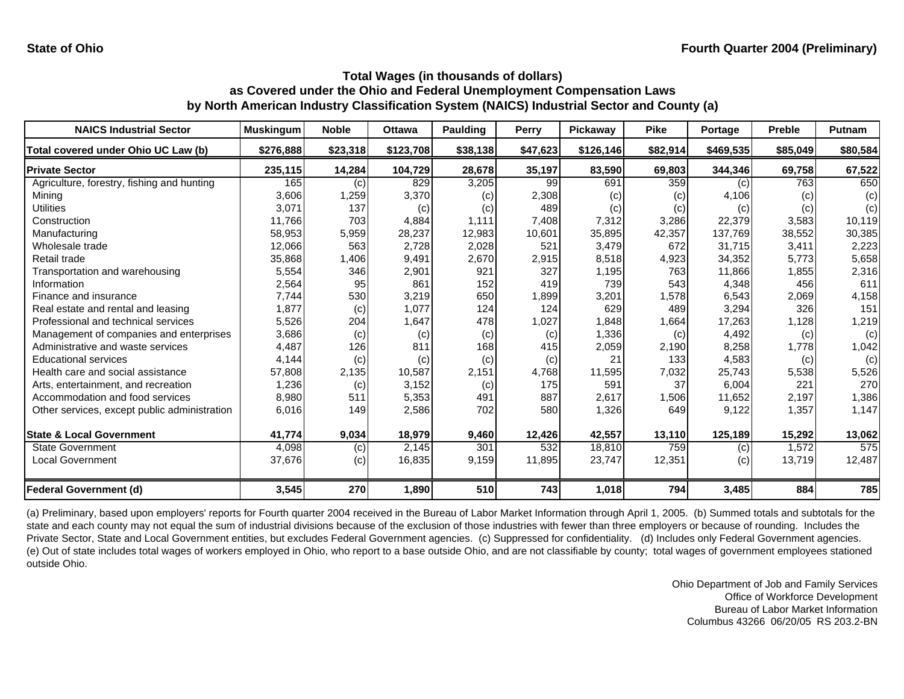State of Ohio

Fourth Quarter 2004 (Preliminary)

## Total Wages (in thousands of dollars)
## as Covered under the Ohio and Federal Unemployment Compensation Laws
## by North American Industry Classification System (NAICS) Industrial Sector and County (a)

| NAICS Industrial Sector | Muskingum | Noble | Ottawa | Paulding | Perry | Pickaway | Pike | Portage | Preble | Putnam |
|---|---|---|---|---|---|---|---|---|---|---|
| **Total covered under Ohio UC Law (b)** | **$276,888** | **$23,318** | **$123,708** | **$38,138** | **$47,623** | **$126,146** | **$82,914** | **$469,535** | **$85,049** | **$80,584** |
| **Private Sector** | **235,115** | **14,284** | **104,729** | **28,678** | **35,197** | **83,590** | **69,803** | **344,346** | **69,758** | **67,522** |
| Agriculture, forestry, fishing and hunting | 165 | (c) | 829 | 3,205 | 99 | 691 | 359 | (c) | 763 | 650 |
| Mining | 3,606 | 1,259 | 3,370 | (c) | 2,308 | (c) | (c) | 4,106 | (c) | (c) |
| Utilities | 3,071 | 137 | (c) | (c) | 489 | (c) | (c) | (c) | (c) | (c) |
| Construction | 11,766 | 703 | 4,884 | 1,111 | 7,408 | 7,312 | 3,286 | 22,379 | 3,583 | 10,119 |
| Manufacturing | 58,953 | 5,959 | 28,237 | 12,983 | 10,601 | 35,895 | 42,357 | 137,769 | 38,552 | 30,385 |
| Wholesale trade | 12,066 | 563 | 2,728 | 2,028 | 521 | 3,479 | 672 | 31,715 | 3,411 | 2,223 |
| Retail trade | 35,868 | 1,406 | 9,491 | 2,670 | 2,915 | 8,518 | 4,923 | 34,352 | 5,773 | 5,658 |
| Transportation and warehousing | 5,554 | 346 | 2,901 | 921 | 327 | 1,195 | 763 | 11,866 | 1,855 | 2,316 |
| Information | 2,564 | 95 | 861 | 152 | 419 | 739 | 543 | 4,348 | 456 | 611 |
| Finance and insurance | 7,744 | 530 | 3,219 | 650 | 1,899 | 3,201 | 1,578 | 6,543 | 2,069 | 4,158 |
| Real estate and rental and leasing | 1,877 | (c) | 1,077 | 124 | 124 | 629 | 489 | 3,294 | 326 | 151 |
| Professional and technical services | 5,526 | 204 | 1,647 | 478 | 1,027 | 1,848 | 1,664 | 17,263 | 1,128 | 1,219 |
| Management of companies and enterprises | 3,686 | (c) | (c) | (c) | (c) | 1,336 | (c) | 4,492 | (c) | (c) |
| Administrative and waste services | 4,487 | 126 | 811 | 168 | 415 | 2,059 | 2,190 | 8,258 | 1,778 | 1,042 |
| Educational services | 4,144 | (c) | (c) | (c) | (c) | 21 | 133 | 4,583 | (c) | (c) |
| Health care and social assistance | 57,808 | 2,135 | 10,587 | 2,151 | 4,768 | 11,595 | 7,032 | 25,743 | 5,538 | 5,526 |
| Arts, entertainment, and recreation | 1,236 | (c) | 3,152 | (c) | 175 | 591 | 37 | 6,004 | 221 | 270 |
| Accommodation and food services | 8,980 | 511 | 5,353 | 491 | 887 | 2,617 | 1,506 | 11,652 | 2,197 | 1,386 |
| Other services, except public administration | 6,016 | 149 | 2,586 | 702 | 580 | 1,326 | 649 | 9,122 | 1,357 | 1,147 |
| **State & Local Government** | **41,774** | **9,034** | **18,979** | **9,460** | **12,426** | **42,557** | **13,110** | **125,189** | **15,292** | **13,062** |
| State Government | 4,098 | (c) | 2,145 | 301 | 532 | 18,810 | 759 | (c) | 1,572 | 575 |
| Local Government | 37,676 | (c) | 16,835 | 9,159 | 11,895 | 23,747 | 12,351 | (c) | 13,719 | 12,487 |
| **Federal Government (d)** | **3,545** | **270** | **1,890** | **510** | **743** | **1,018** | **794** | **3,485** | **884** | **785** |

(a) Preliminary, based upon employers' reports for Fourth quarter 2004 received in the Bureau of Labor Market Information through April 1, 2005. (b) Summed totals and subtotals for the state and each county may not equal the sum of industrial divisions because of the exclusion of those industries with fewer than three employers or because of rounding. Includes the Private Sector, State and Local Government entities, but excludes Federal Government agencies. (c) Suppressed for confidentiality. (d) Includes only Federal Government agencies. (e) Out of state includes total wages of workers employed in Ohio, who report to a base outside Ohio, and are not classifiable by county; total wages of government employees stationed outside Ohio.

Ohio Department of Job and Family Services
Office of Workforce Development
Bureau of Labor Market Information
Columbus 43266 06/20/05 RS 203.2-BN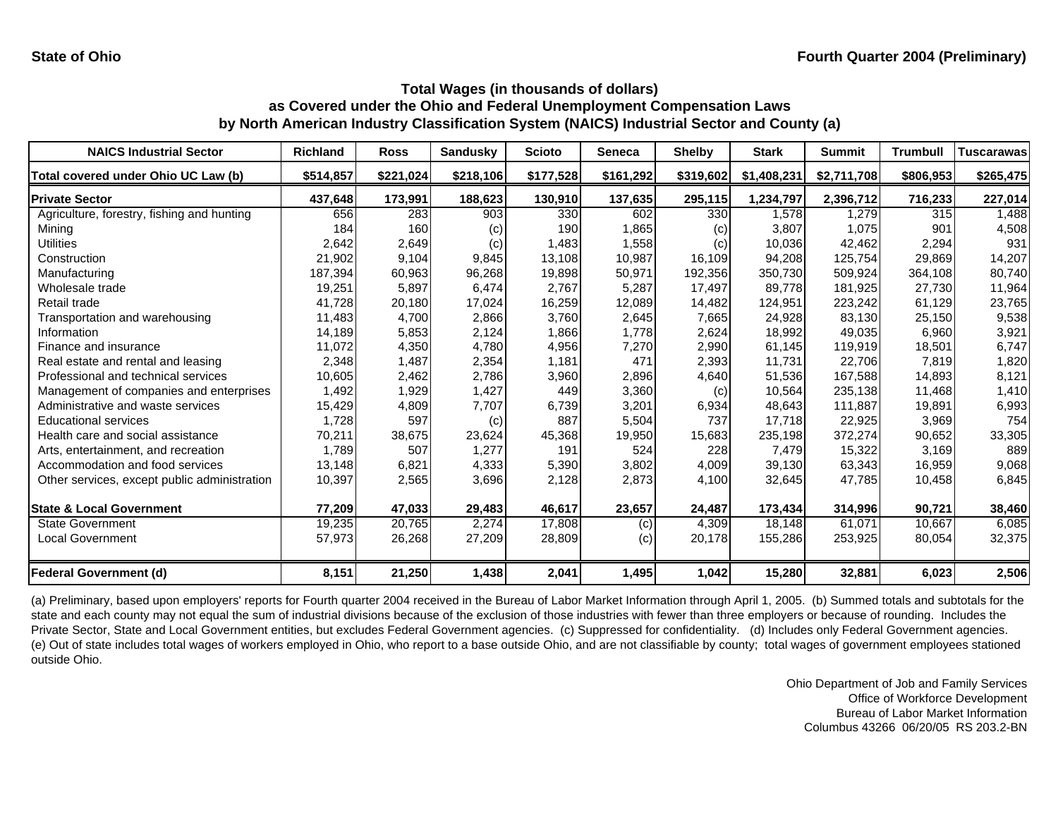State of Ohio

Fourth Quarter 2004 (Preliminary)

### Total Wages (in thousands of dollars) as Covered under the Ohio and Federal Unemployment Compensation Laws by North American Industry Classification System (NAICS) Industrial Sector and County (a)

| NAICS Industrial Sector | Richland | Ross | Sandusky | Scioto | Seneca | Shelby | Stark | Summit | Trumbull | Tuscarawas |
|---|---|---|---|---|---|---|---|---|---|---|
| **Total covered under Ohio UC Law (b)** | **$514,857** | **$221,024** | **$218,106** | **$177,528** | **$161,292** | **$319,602** | **$1,408,231** | **$2,711,708** | **$806,953** | **$265,475** |
| **Private Sector** | **437,648** | **173,991** | **188,623** | **130,910** | **137,635** | **295,115** | **1,234,797** | **2,396,712** | **716,233** | **227,014** |
| Agriculture, forestry, fishing and hunting | 656 | 283 | 903 | 330 | 602 | 330 | 1,578 | 1,279 | 315 | 1,488 |
| Mining | 184 | 160 | (c) | 190 | 1,865 | (c) | 3,807 | 1,075 | 901 | 4,508 |
| Utilities | 2,642 | 2,649 | (c) | 1,483 | 1,558 | (c) | 10,036 | 42,462 | 2,294 | 931 |
| Construction | 21,902 | 9,104 | 9,845 | 13,108 | 10,987 | 16,109 | 94,208 | 125,754 | 29,869 | 14,207 |
| Manufacturing | 187,394 | 60,963 | 96,268 | 19,898 | 50,971 | 192,356 | 350,730 | 509,924 | 364,108 | 80,740 |
| Wholesale trade | 19,251 | 5,897 | 6,474 | 2,767 | 5,287 | 17,497 | 89,778 | 181,925 | 27,730 | 11,964 |
| Retail trade | 41,728 | 20,180 | 17,024 | 16,259 | 12,089 | 14,482 | 124,951 | 223,242 | 61,129 | 23,765 |
| Transportation and warehousing | 11,483 | 4,700 | 2,866 | 3,760 | 2,645 | 7,665 | 24,928 | 83,130 | 25,150 | 9,538 |
| Information | 14,189 | 5,853 | 2,124 | 1,866 | 1,778 | 2,624 | 18,992 | 49,035 | 6,960 | 3,921 |
| Finance and insurance | 11,072 | 4,350 | 4,780 | 4,956 | 7,270 | 2,990 | 61,145 | 119,919 | 18,501 | 6,747 |
| Real estate and rental and leasing | 2,348 | 1,487 | 2,354 | 1,181 | 471 | 2,393 | 11,731 | 22,706 | 7,819 | 1,820 |
| Professional and technical services | 10,605 | 2,462 | 2,786 | 3,960 | 2,896 | 4,640 | 51,536 | 167,588 | 14,893 | 8,121 |
| Management of companies and enterprises | 1,492 | 1,929 | 1,427 | 449 | 3,360 | (c) | 10,564 | 235,138 | 11,468 | 1,410 |
| Administrative and waste services | 15,429 | 4,809 | 7,707 | 6,739 | 3,201 | 6,934 | 48,643 | 111,887 | 19,891 | 6,993 |
| Educational services | 1,728 | 597 | (c) | 887 | 5,504 | 737 | 17,718 | 22,925 | 3,969 | 754 |
| Health care and social assistance | 70,211 | 38,675 | 23,624 | 45,368 | 19,950 | 15,683 | 235,198 | 372,274 | 90,652 | 33,305 |
| Arts, entertainment, and recreation | 1,789 | 507 | 1,277 | 191 | 524 | 228 | 7,479 | 15,322 | 3,169 | 889 |
| Accommodation and food services | 13,148 | 6,821 | 4,333 | 5,390 | 3,802 | 4,009 | 39,130 | 63,343 | 16,959 | 9,068 |
| Other services, except public administration | 10,397 | 2,565 | 3,696 | 2,128 | 2,873 | 4,100 | 32,645 | 47,785 | 10,458 | 6,845 |
| **State & Local Government** | **77,209** | **47,033** | **29,483** | **46,617** | **23,657** | **24,487** | **173,434** | **314,996** | **90,721** | **38,460** |
| State Government | 19,235 | 20,765 | 2,274 | 17,808 | (c) | 4,309 | 18,148 | 61,071 | 10,667 | 6,085 |
| Local Government | 57,973 | 26,268 | 27,209 | 28,809 | (c) | 20,178 | 155,286 | 253,925 | 80,054 | 32,375 |
| **Federal Government (d)** | **8,151** | **21,250** | **1,438** | **2,041** | **1,495** | **1,042** | **15,280** | **32,881** | **6,023** | **2,506** |

(a) Preliminary, based upon employers' reports for Fourth quarter 2004 received in the Bureau of Labor Market Information through April 1, 2005. (b) Summed totals and subtotals for the state and each county may not equal the sum of industrial divisions because of the exclusion of those industries with fewer than three employers or because of rounding. Includes the Private Sector, State and Local Government entities, but excludes Federal Government agencies. (c) Suppressed for confidentiality. (d) Includes only Federal Government agencies. (e) Out of state includes total wages of workers employed in Ohio, who report to a base outside Ohio, and are not classifiable by county; total wages of government employees stationed outside Ohio.

Ohio Department of Job and Family Services
Office of Workforce Development
Bureau of Labor Market Information
Columbus 43266 06/20/05 RS 203.2-BN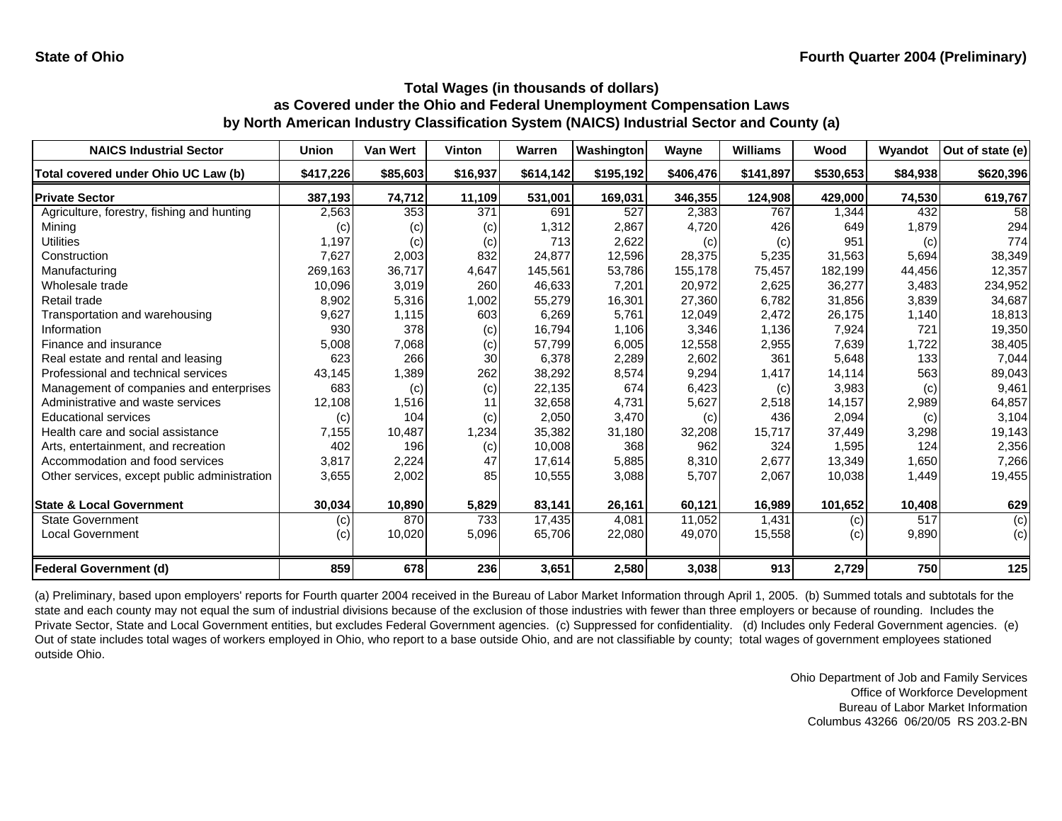State of Ohio

Fourth Quarter 2004 (Preliminary)

## Total Wages (in thousands of dollars) as Covered under the Ohio and Federal Unemployment Compensation Laws by North American Industry Classification System (NAICS) Industrial Sector and County (a)

| NAICS Industrial Sector | Union | Van Wert | Vinton | Warren | Washington | Wayne | Williams | Wood | Wyandot | Out of state (e) |
|---|---|---|---|---|---|---|---|---|---|---|
| **Total covered under Ohio UC Law (b)** | **$417,226** | **$85,603** | **$16,937** | **$614,142** | **$195,192** | **$406,476** | **$141,897** | **$530,653** | **$84,938** | **$620,396** |
| **Private Sector** | **387,193** | **74,712** | **11,109** | **531,001** | **169,031** | **346,355** | **124,908** | **429,000** | **74,530** | **619,767** |
| Agriculture, forestry, fishing and hunting | 2,563 | 353 | 371 | 691 | 527 | 2,383 | 767 | 1,344 | 432 | 58 |
| Mining | (c) | (c) | (c) | 1,312 | 2,867 | 4,720 | 426 | 649 | 1,879 | 294 |
| Utilities | 1,197 | (c) | (c) | 713 | 2,622 | (c) | (c) | 951 | (c) | 774 |
| Construction | 7,627 | 2,003 | 832 | 24,877 | 12,596 | 28,375 | 5,235 | 31,563 | 5,694 | 38,349 |
| Manufacturing | 269,163 | 36,717 | 4,647 | 145,561 | 53,786 | 155,178 | 75,457 | 182,199 | 44,456 | 12,357 |
| Wholesale trade | 10,096 | 3,019 | 260 | 46,633 | 7,201 | 20,972 | 2,625 | 36,277 | 3,483 | 234,952 |
| Retail trade | 8,902 | 5,316 | 1,002 | 55,279 | 16,301 | 27,360 | 6,782 | 31,856 | 3,839 | 34,687 |
| Transportation and warehousing | 9,627 | 1,115 | 603 | 6,269 | 5,761 | 12,049 | 2,472 | 26,175 | 1,140 | 18,813 |
| Information | 930 | 378 | (c) | 16,794 | 1,106 | 3,346 | 1,136 | 7,924 | 721 | 19,350 |
| Finance and insurance | 5,008 | 7,068 | (c) | 57,799 | 6,005 | 12,558 | 2,955 | 7,639 | 1,722 | 38,405 |
| Real estate and rental and leasing | 623 | 266 | 30 | 6,378 | 2,289 | 2,602 | 361 | 5,648 | 133 | 7,044 |
| Professional and technical services | 43,145 | 1,389 | 262 | 38,292 | 8,574 | 9,294 | 1,417 | 14,114 | 563 | 89,043 |
| Management of companies and enterprises | 683 | (c) | (c) | 22,135 | 674 | 6,423 | (c) | 3,983 | (c) | 9,461 |
| Administrative and waste services | 12,108 | 1,516 | 11 | 32,658 | 4,731 | 5,627 | 2,518 | 14,157 | 2,989 | 64,857 |
| Educational services | (c) | 104 | (c) | 2,050 | 3,470 | (c) | 436 | 2,094 | (c) | 3,104 |
| Health care and social assistance | 7,155 | 10,487 | 1,234 | 35,382 | 31,180 | 32,208 | 15,717 | 37,449 | 3,298 | 19,143 |
| Arts, entertainment, and recreation | 402 | 196 | (c) | 10,008 | 368 | 962 | 324 | 1,595 | 124 | 2,356 |
| Accommodation and food services | 3,817 | 2,224 | 47 | 17,614 | 5,885 | 8,310 | 2,677 | 13,349 | 1,650 | 7,266 |
| Other services, except public administration | 3,655 | 2,002 | 85 | 10,555 | 3,088 | 5,707 | 2,067 | 10,038 | 1,449 | 19,455 |
| **State & Local Government** | **30,034** | **10,890** | **5,829** | **83,141** | **26,161** | **60,121** | **16,989** | **101,652** | **10,408** | **629** |
| State Government | (c) | 870 | 733 | 17,435 | 4,081 | 11,052 | 1,431 | (c) | 517 | (c) |
| Local Government | (c) | 10,020 | 5,096 | 65,706 | 22,080 | 49,070 | 15,558 | (c) | 9,890 | (c) |
| **Federal Government (d)** | **859** | **678** | **236** | **3,651** | **2,580** | **3,038** | **913** | **2,729** | **750** | **125** |

(a) Preliminary, based upon employers' reports for Fourth quarter 2004 received in the Bureau of Labor Market Information through April 1, 2005. (b) Summed totals and subtotals for the state and each county may not equal the sum of industrial divisions because of the exclusion of those industries with fewer than three employers or because of rounding. Includes the Private Sector, State and Local Government entities, but excludes Federal Government agencies. (c) Suppressed for confidentiality. (d) Includes only Federal Government agencies. (e) Out of state includes total wages of workers employed in Ohio, who report to a base outside Ohio, and are not classifiable by county; total wages of government employees stationed outside Ohio.

Ohio Department of Job and Family Services
Office of Workforce Development
Bureau of Labor Market Information
Columbus 43266 06/20/05 RS 203.2-BN